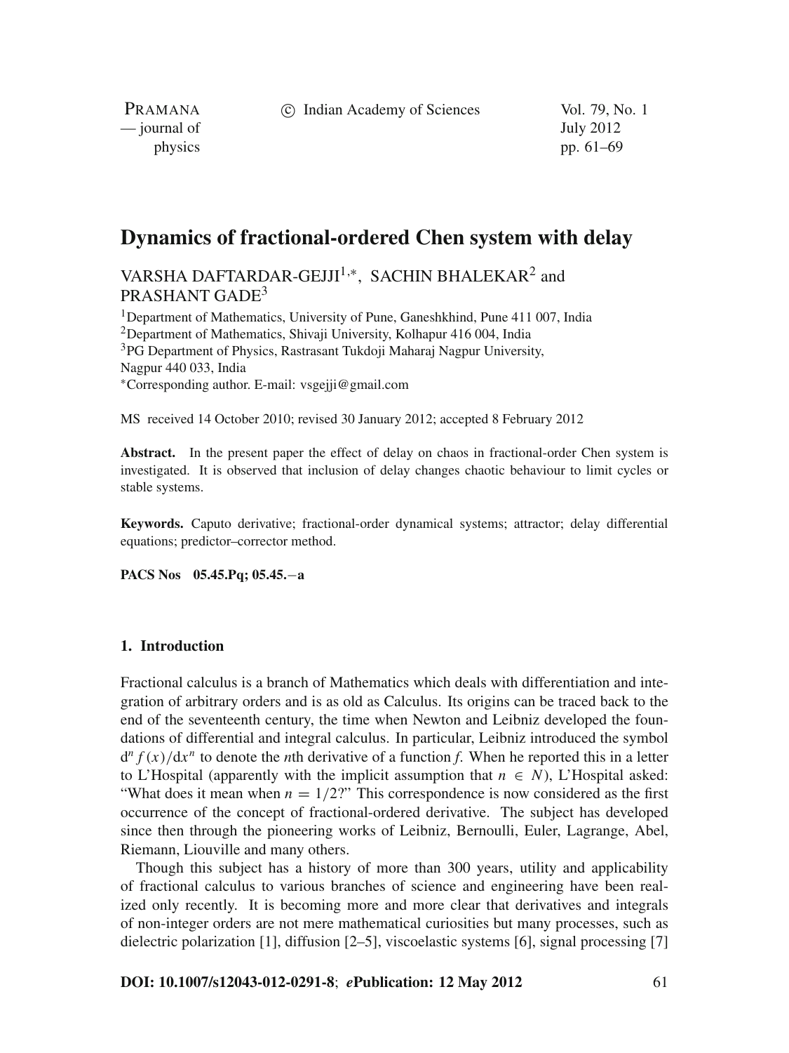# Dynamics of fractional-ordered Chen system with delay

VARSHA DAFTARDAR-GEJJI[1,*], SACHIN BHALEKAR[2] and PRASHANT GADE[3]

[1]Department of Mathematics, University of Pune, Ganeshkhind, Pune 411 007, India
[2]Department of Mathematics, Shivaji University, Kolhapur 416 004, India
[3]PG Department of Physics, Rastrasant Tukdoji Maharaj Nagpur University, Nagpur 440 033, India
[*]Corresponding author. E-mail: vsgejji@gmail.com

MS received 14 October 2010; revised 30 January 2012; accepted 8 February 2012

**Abstract.** In the present paper the effect of delay on chaos in fractional-order Chen system is investigated. It is observed that inclusion of delay changes chaotic behaviour to limit cycles or stable systems.

**Keywords.** Caputo derivative; fractional-order dynamical systems; attractor; delay differential equations; predictor–corrector method.

**PACS Nos** 05.45.Pq; 05.45.−a

## 1. Introduction

Fractional calculus is a branch of Mathematics which deals with differentiation and integration of arbitrary orders and is as old as Calculus. Its origins can be traced back to the end of the seventeenth century, the time when Newton and Leibniz developed the foundations of differential and integral calculus. In particular, Leibniz introduced the symbol $d^n f(x)/dx^n$ to denote the $n$th derivative of a function $f$. When he reported this in a letter to L'Hospital (apparently with the implicit assumption that $n \in N$), L'Hospital asked: "What does it mean when $n = 1/2$?" This correspondence is now considered as the first occurrence of the concept of fractional-ordered derivative. The subject has developed since then through the pioneering works of Leibniz, Bernoulli, Euler, Lagrange, Abel, Riemann, Liouville and many others.

Though this subject has a history of more than 300 years, utility and applicability of fractional calculus to various branches of science and engineering have been realized only recently. It is becoming more and more clear that derivatives and integrals of non-integer orders are not mere mathematical curiosities but many processes, such as dielectric polarization [1], diffusion [2–5], viscoelastic systems [6], signal processing [7]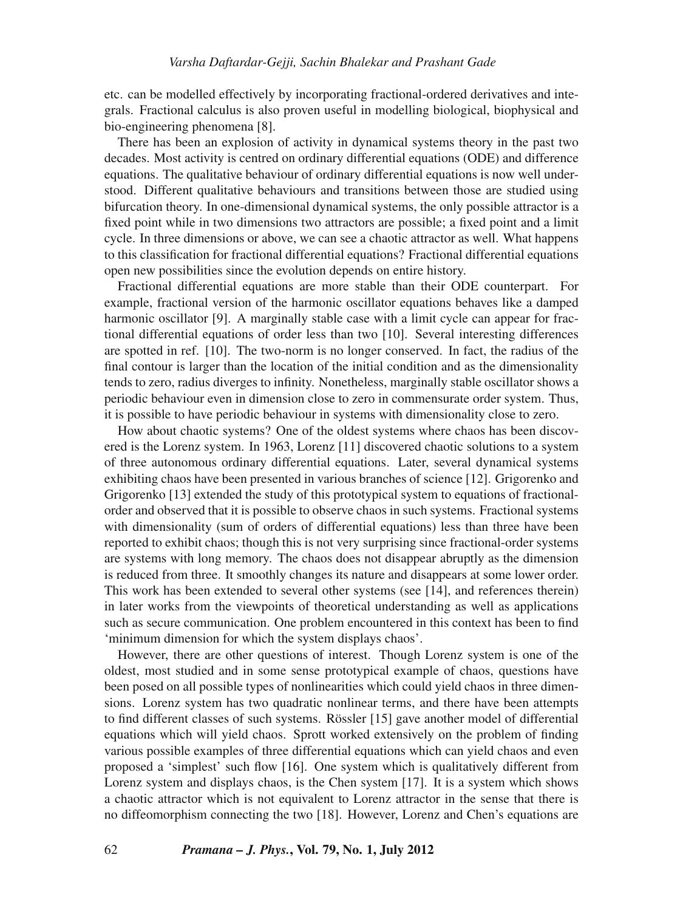etc. can be modelled effectively by incorporating fractional-ordered derivatives and integrals. Fractional calculus is also proven useful in modelling biological, biophysical and bio-engineering phenomena [8].

There has been an explosion of activity in dynamical systems theory in the past two decades. Most activity is centred on ordinary differential equations (ODE) and difference equations. The qualitative behaviour of ordinary differential equations is now well understood. Different qualitative behaviours and transitions between those are studied using bifurcation theory. In one-dimensional dynamical systems, the only possible attractor is a fixed point while in two dimensions two attractors are possible; a fixed point and a limit cycle. In three dimensions or above, we can see a chaotic attractor as well. What happens to this classification for fractional differential equations? Fractional differential equations open new possibilities since the evolution depends on entire history.

Fractional differential equations are more stable than their ODE counterpart. For example, fractional version of the harmonic oscillator equations behaves like a damped harmonic oscillator [9]. A marginally stable case with a limit cycle can appear for fractional differential equations of order less than two [10]. Several interesting differences are spotted in ref. [10]. The two-norm is no longer conserved. In fact, the radius of the final contour is larger than the location of the initial condition and as the dimensionality tends to zero, radius diverges to infinity. Nonetheless, marginally stable oscillator shows a periodic behaviour even in dimension close to zero in commensurate order system. Thus, it is possible to have periodic behaviour in systems with dimensionality close to zero.

How about chaotic systems? One of the oldest systems where chaos has been discovered is the Lorenz system. In 1963, Lorenz [11] discovered chaotic solutions to a system of three autonomous ordinary differential equations. Later, several dynamical systems exhibiting chaos have been presented in various branches of science [12]. Grigorenko and Grigorenko [13] extended the study of this prototypical system to equations of fractional-order and observed that it is possible to observe chaos in such systems. Fractional systems with dimensionality (sum of orders of differential equations) less than three have been reported to exhibit chaos; though this is not very surprising since fractional-order systems are systems with long memory. The chaos does not disappear abruptly as the dimension is reduced from three. It smoothly changes its nature and disappears at some lower order. This work has been extended to several other systems (see [14], and references therein) in later works from the viewpoints of theoretical understanding as well as applications such as secure communication. One problem encountered in this context has been to find 'minimum dimension for which the system displays chaos'.

However, there are other questions of interest. Though Lorenz system is one of the oldest, most studied and in some sense prototypical example of chaos, questions have been posed on all possible types of nonlinearities which could yield chaos in three dimensions. Lorenz system has two quadratic nonlinear terms, and there have been attempts to find different classes of such systems. Rössler [15] gave another model of differential equations which will yield chaos. Sprott worked extensively on the problem of finding various possible examples of three differential equations which can yield chaos and even proposed a 'simplest' such flow [16]. One system which is qualitatively different from Lorenz system and displays chaos, is the Chen system [17]. It is a system which shows a chaotic attractor which is not equivalent to Lorenz attractor in the sense that there is no diffeomorphism connecting the two [18]. However, Lorenz and Chen's equations are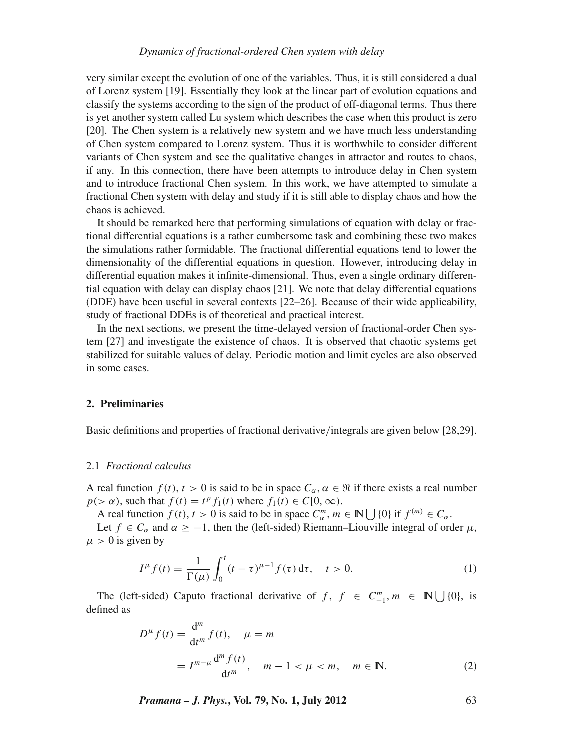very similar except the evolution of one of the variables. Thus, it is still considered a dual of Lorenz system [19]. Essentially they look at the linear part of evolution equations and classify the systems according to the sign of the product of off-diagonal terms. Thus there is yet another system called Lu system which describes the case when this product is zero [20]. The Chen system is a relatively new system and we have much less understanding of Chen system compared to Lorenz system. Thus it is worthwhile to consider different variants of Chen system and see the qualitative changes in attractor and routes to chaos, if any. In this connection, there have been attempts to introduce delay in Chen system and to introduce fractional Chen system. In this work, we have attempted to simulate a fractional Chen system with delay and study if it is still able to display chaos and how the chaos is achieved.

It should be remarked here that performing simulations of equation with delay or fractional differential equations is a rather cumbersome task and combining these two makes the simulations rather formidable. The fractional differential equations tend to lower the dimensionality of the differential equations in question. However, introducing delay in differential equation makes it infinite-dimensional. Thus, even a single ordinary differential equation with delay can display chaos [21]. We note that delay differential equations (DDE) have been useful in several contexts [22–26]. Because of their wide applicability, study of fractional DDEs is of theoretical and practical interest.

In the next sections, we present the time-delayed version of fractional-order Chen system [27] and investigate the existence of chaos. It is observed that chaotic systems get stabilized for suitable values of delay. Periodic motion and limit cycles are also observed in some cases.

## 2. Preliminaries

Basic definitions and properties of fractional derivative/integrals are given below [28,29].

### 2.1 *Fractional calculus*

A real function $f(t)$, $t > 0$ is said to be in space $C_\alpha$, $\alpha \in \Re$ if there exists a real number $p(> \alpha)$, such that $f(t) = t^p f_1(t)$ where $f_1(t) \in C[0, \infty)$.

A real function $f(t)$, $t > 0$ is said to be in space $C_\alpha^m$, $m \in \mathbb{N} \bigcup \{0\}$ if $f^{(m)} \in C_\alpha$.

Let $f \in C_\alpha$ and $\alpha \geq -1$, then the (left-sided) Riemann–Liouville integral of order $\mu$, $\mu > 0$ is given by

$$I^\mu f(t) = \frac{1}{\Gamma(\mu)} \int_0^t (t-\tau)^{\mu-1} f(\tau)\,\mathrm{d}\tau, \quad t > 0. \tag{1}$$

The (left-sided) Caputo fractional derivative of $f$, $f \in C_{-1}^m, m \in \mathbb{N} \bigcup \{0\}$, is defined as

$$\begin{aligned} D^\mu f(t) &= \frac{\mathrm{d}^m}{\mathrm{d}t^m} f(t), \quad \mu = m \\ &= I^{m-\mu} \frac{\mathrm{d}^m f(t)}{\mathrm{d}t^m}, \quad m-1 < \mu < m, \quad m \in \mathbb{N}. \end{aligned} \tag{2}$$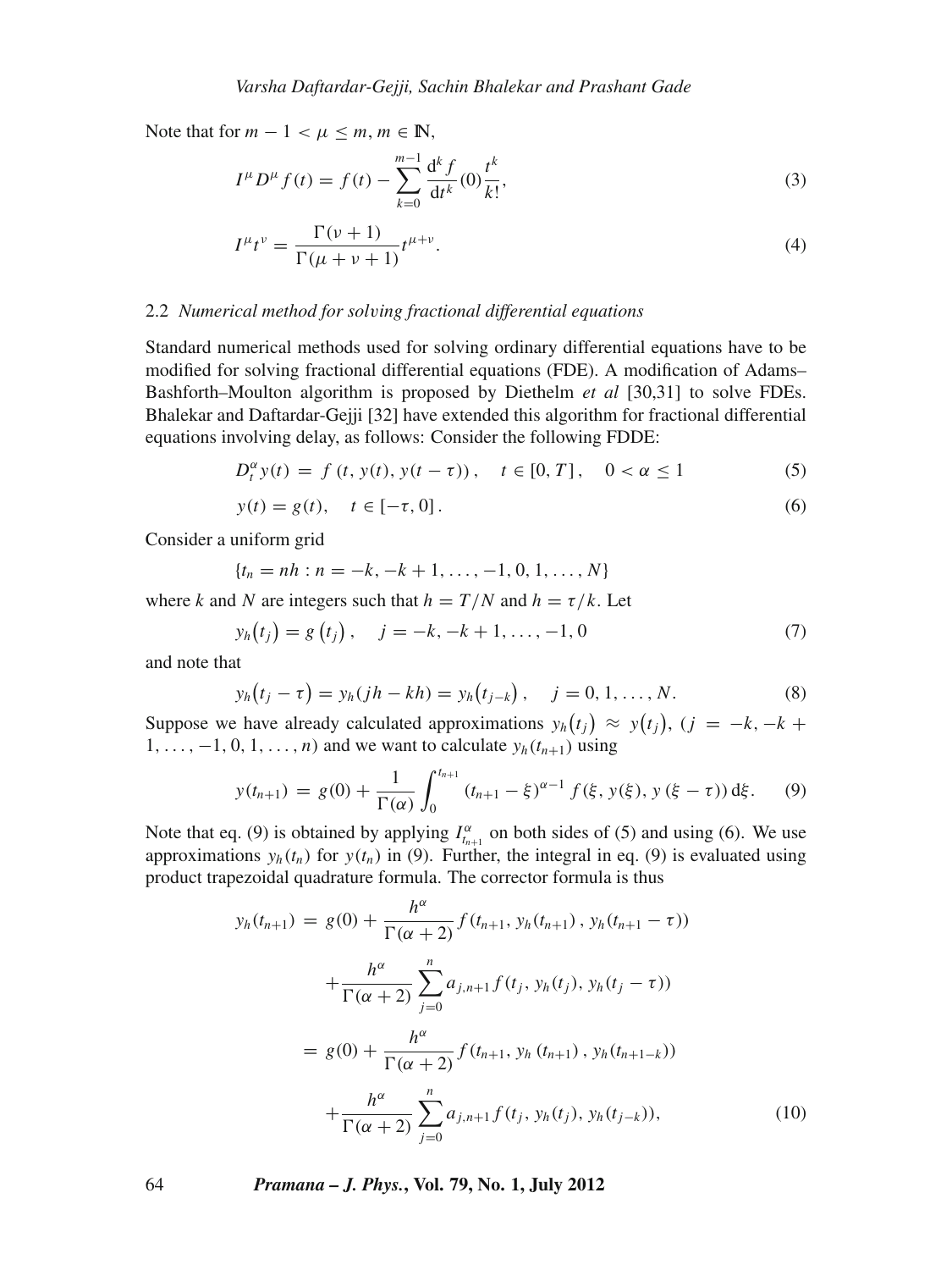Note that for $m-1<\mu\le m, m\in \mathbb{N}$,

$$
I^{\mu}D^{\mu}f(t)=f(t)-\sum_{k=0}^{m-1}\frac{\mathrm{d}^k f}{\mathrm{d}t^k}(0)\frac{t^k}{k!}, \tag{3}
$$

$$
I^{\mu}t^{\nu}=\frac{\Gamma(\nu+1)}{\Gamma(\mu+\nu+1)}t^{\mu+\nu}. \tag{4}
$$

### 2.2 *Numerical method for solving fractional differential equations*

Standard numerical methods used for solving ordinary differential equations have to be modified for solving fractional differential equations (FDE). A modification of Adams–Bashforth–Moulton algorithm is proposed by Diethelm *et al* [30,31] to solve FDEs. Bhalekar and Daftardar-Gejji [32] have extended this algorithm for fractional differential equations involving delay, as follows: Consider the following FDDE:

$$
D_t^{\alpha}y(t) = f\left(t, y(t), y(t-\tau)\right), \quad t\in[0,T], \quad 0<\alpha\le 1 \tag{5}
$$

$$
y(t)=g(t), \quad t\in[-\tau,0]. \tag{6}
$$

Consider a uniform grid

$$
\{t_n = nh : n=-k,-k+1,\ldots,-1,0,1,\ldots,N\}
$$

where $k$ and $N$ are integers such that $h=T/N$ and $h=\tau/k$. Let

$$
y_h(t_j)=g(t_j), \quad j=-k,-k+1,\ldots,-1,0 \tag{7}
$$

and note that

$$
y_h(t_j-\tau)=y_h(jh-kh)=y_h(t_{j-k}), \quad j=0,1,\ldots,N. \tag{8}
$$

Suppose we have already calculated approximations $y_h(t_j)\approx y(t_j)$, $(j=-k,-k+1,\ldots,-1,0,1,\ldots,n)$ and we want to calculate $y_h(t_{n+1})$ using

$$
y(t_{n+1}) = g(0)+\frac{1}{\Gamma(\alpha)}\int_0^{t_{n+1}}(t_{n+1}-\xi)^{\alpha-1}f(\xi,y(\xi),y(\xi-\tau))\,\mathrm{d}\xi. \tag{9}
$$

Note that eq. (9) is obtained by applying $I^{\alpha}_{t_{n+1}}$ on both sides of (5) and using (6). We use approximations $y_h(t_n)$ for $y(t_n)$ in (9). Further, the integral in eq. (9) is evaluated using product trapezoidal quadrature formula. The corrector formula is thus

$$
\begin{aligned}
y_h(t_{n+1}) &= g(0)+\frac{h^{\alpha}}{\Gamma(\alpha+2)}f(t_{n+1},y_h(t_{n+1}),y_h(t_{n+1}-\tau))\\
&\quad +\frac{h^{\alpha}}{\Gamma(\alpha+2)}\sum_{j=0}^{n}a_{j,n+1}f(t_j,y_h(t_j),y_h(t_j-\tau))\\
&= g(0)+\frac{h^{\alpha}}{\Gamma(\alpha+2)}f(t_{n+1},y_h(t_{n+1}),y_h(t_{n+1-k}))\\
&\quad +\frac{h^{\alpha}}{\Gamma(\alpha+2)}\sum_{j=0}^{n}a_{j,n+1}f(t_j,y_h(t_j),y_h(t_{j-k})),
\end{aligned} \tag{10}
$$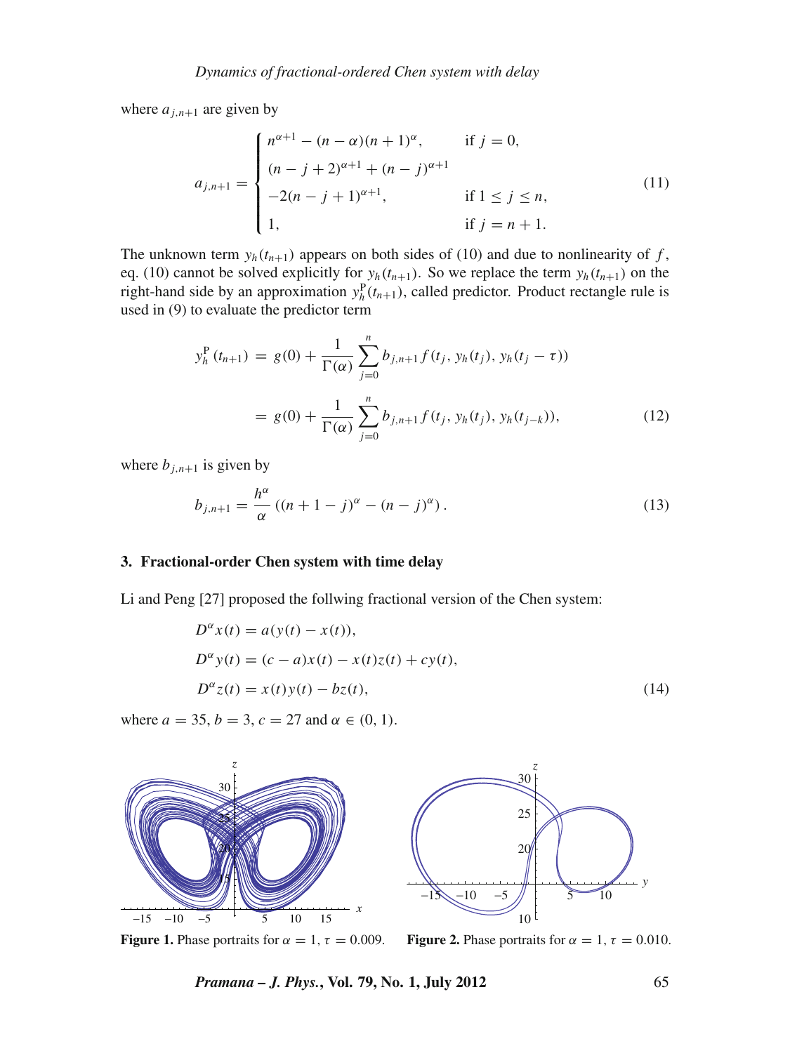where $a_{j,n+1}$ are given by

$$a_{j,n+1} = \begin{cases} n^{\alpha+1} - (n-\alpha)(n+1)^{\alpha}, & \text{if } j = 0, \\ (n-j+2)^{\alpha+1} + (n-j)^{\alpha+1} & \\ -2(n-j+1)^{\alpha+1}, & \text{if } 1 \leq j \leq n, \\ 1, & \text{if } j = n+1. \end{cases} \tag{11}$$

The unknown term $y_h(t_{n+1})$ appears on both sides of (10) and due to nonlinearity of $f$, eq. (10) cannot be solved explicitly for $y_h(t_{n+1})$. So we replace the term $y_h(t_{n+1})$ on the right-hand side by an approximation $y_h^{\mathrm{P}}(t_{n+1})$, called predictor. Product rectangle rule is used in (9) to evaluate the predictor term

$$\begin{aligned} y_h^{\mathrm{P}}(t_{n+1}) &= g(0) + \frac{1}{\Gamma(\alpha)} \sum_{j=0}^{n} b_{j,n+1} f(t_j, y_h(t_j), y_h(t_j - \tau)) \\ &= g(0) + \frac{1}{\Gamma(\alpha)} \sum_{j=0}^{n} b_{j,n+1} f(t_j, y_h(t_j), y_h(t_{j-k})), \end{aligned} \tag{12}$$

where $b_{j,n+1}$ is given by

$$b_{j,n+1} = \frac{h^{\alpha}}{\alpha} \left( (n+1-j)^{\alpha} - (n-j)^{\alpha} \right). \tag{13}$$

## 3. Fractional-order Chen system with time delay

Li and Peng [27] proposed the follwing fractional version of the Chen system:

$$\begin{aligned} D^{\alpha} x(t) &= a(y(t) - x(t)), \\ D^{\alpha} y(t) &= (c-a)x(t) - x(t)z(t) + cy(t), \\ D^{\alpha} z(t) &= x(t)y(t) - bz(t), \end{aligned} \tag{14}$$

where $a = 35$, $b = 3$, $c = 27$ and $\alpha \in (0, 1)$.

**Figure 1.** Phase portraits for $\alpha = 1$, $\tau = 0.009$.

**Figure 2.** Phase portraits for $\alpha = 1$, $\tau = 0.010$.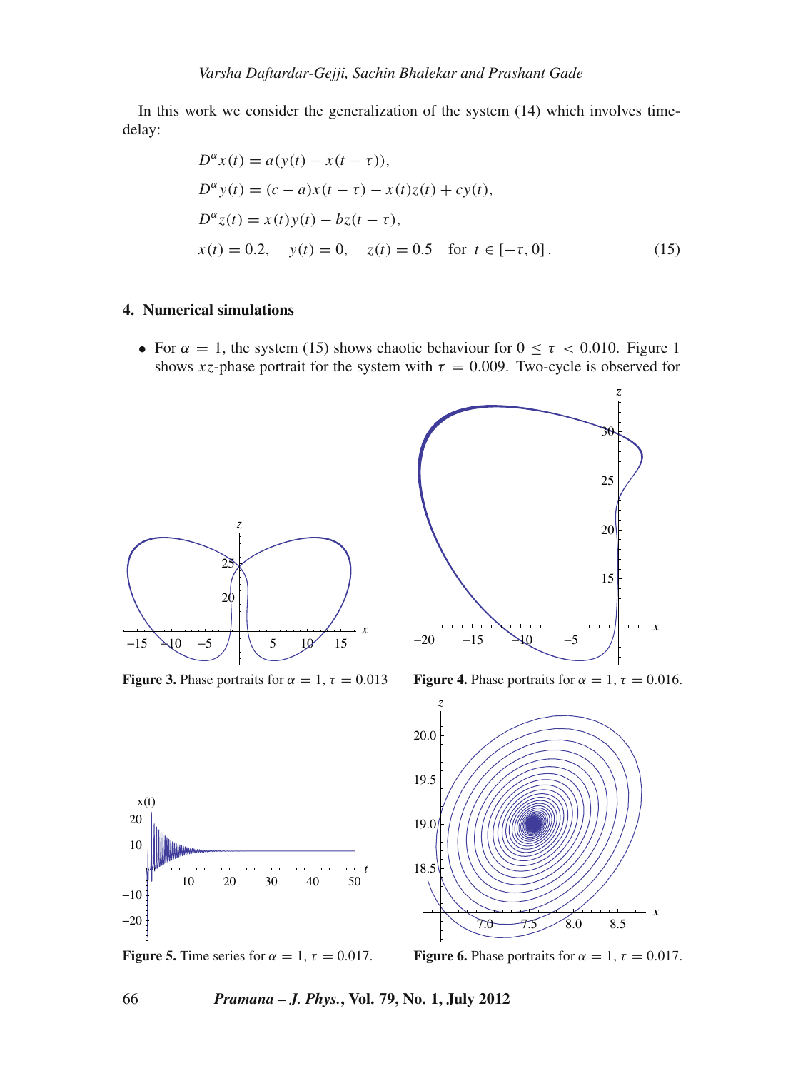In this work we consider the generalization of the system (14) which involves time-delay:

$$
\begin{aligned}
D^{\alpha}x(t) &= a(y(t) - x(t-\tau)),\\
D^{\alpha}y(t) &= (c-a)x(t-\tau) - x(t)z(t) + cy(t),\\
D^{\alpha}z(t) &= x(t)y(t) - bz(t-\tau),\\
x(t) &= 0.2, \quad y(t) = 0, \quad z(t) = 0.5 \quad \text{for } t \in [-\tau, 0]\,.
\end{aligned}
\tag{15}
$$

## 4. Numerical simulations

- For $\alpha = 1$, the system (15) shows chaotic behaviour for $0 \leq \tau < 0.010$. Figure 1 shows $xz$-phase portrait for the system with $\tau = 0.009$. Two-cycle is observed for

**Figure 3.** Phase portraits for $\alpha = 1$, $\tau = 0.013$

**Figure 4.** Phase portraits for $\alpha = 1$, $\tau = 0.016$.

**Figure 5.** Time series for $\alpha = 1$, $\tau = 0.017$.

**Figure 6.** Phase portraits for $\alpha = 1$, $\tau = 0.017$.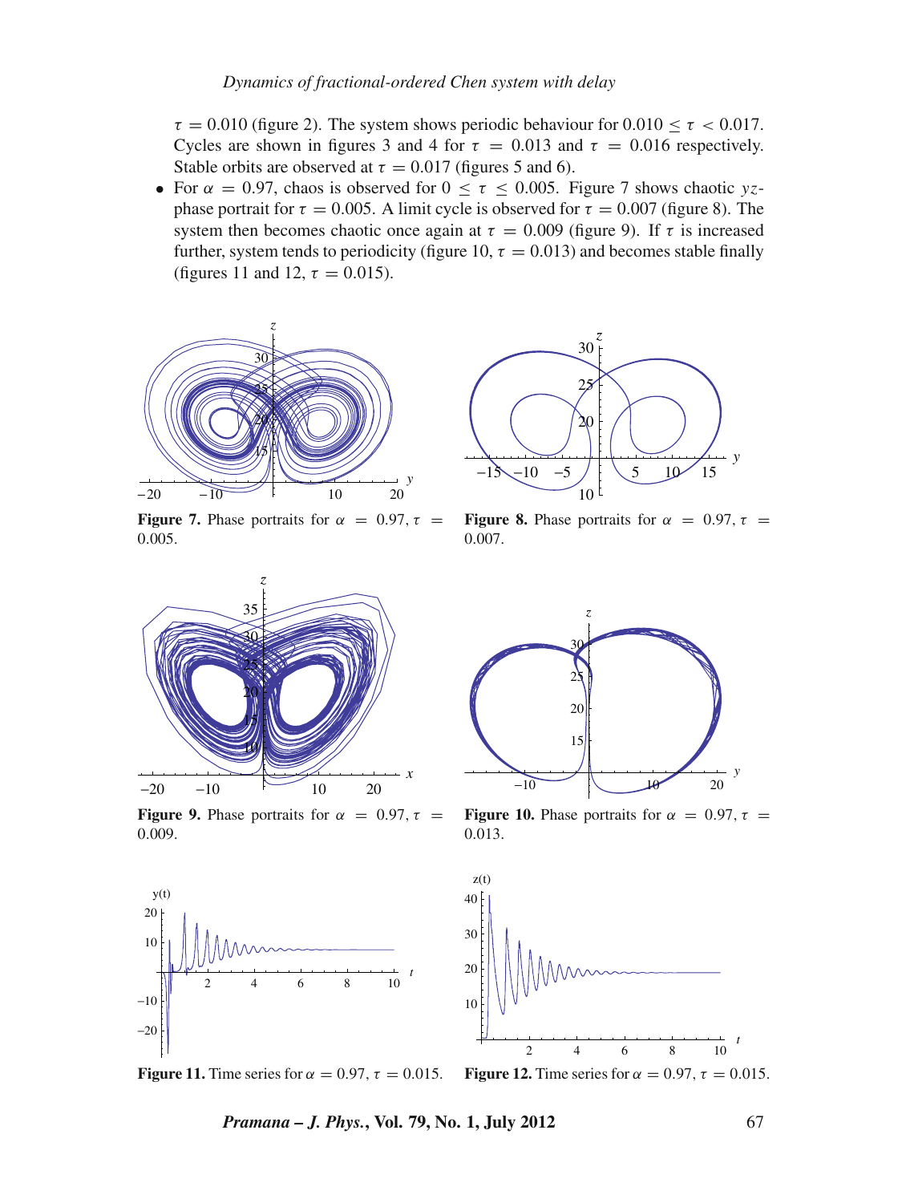$\tau = 0.010$ (figure 2). The system shows periodic behaviour for $0.010 \leq \tau < 0.017$. Cycles are shown in figures 3 and 4 for $\tau = 0.013$ and $\tau = 0.016$ respectively. Stable orbits are observed at $\tau = 0.017$ (figures 5 and 6).

- For $\alpha = 0.97$, chaos is observed for $0 \leq \tau \leq 0.005$. Figure 7 shows chaotic $yz$-phase portrait for $\tau = 0.005$. A limit cycle is observed for $\tau = 0.007$ (figure 8). The system then becomes chaotic once again at $\tau = 0.009$ (figure 9). If $\tau$ is increased further, system tends to periodicity (figure 10, $\tau = 0.013$) and becomes stable finally (figures 11 and 12, $\tau = 0.015$).

**Figure 7.** Phase portraits for $\alpha = 0.97, \tau = 0.005$.

**Figure 8.** Phase portraits for $\alpha = 0.97, \tau = 0.007$.

**Figure 9.** Phase portraits for $\alpha = 0.97, \tau = 0.009$.

**Figure 10.** Phase portraits for $\alpha = 0.97, \tau = 0.013$.

**Figure 11.** Time series for $\alpha = 0.97, \tau = 0.015$.

**Figure 12.** Time series for $\alpha = 0.97, \tau = 0.015$.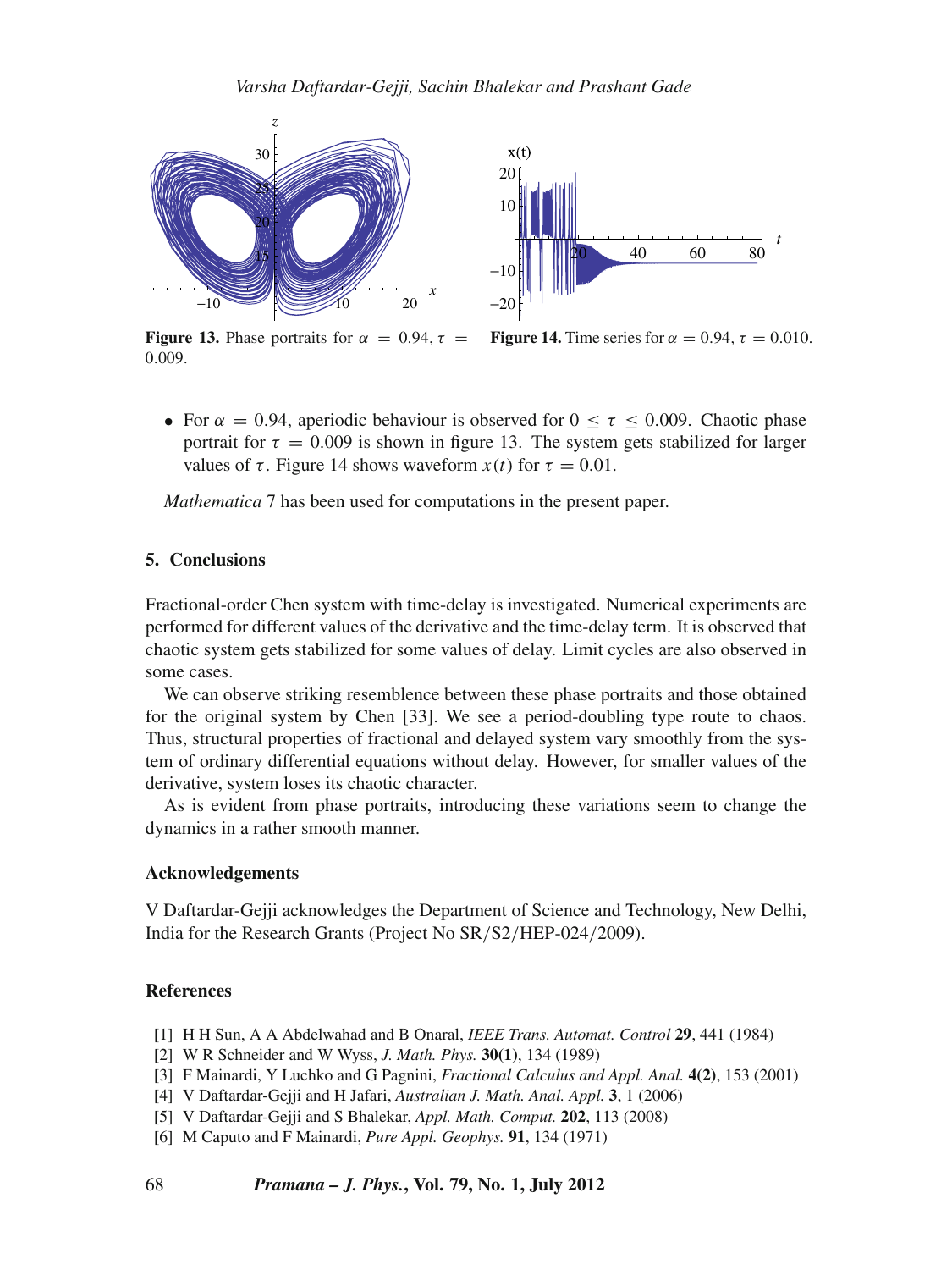**Figure 13.** Phase portraits for $\alpha = 0.94$, $\tau = 0.009$.

**Figure 14.** Time series for $\alpha = 0.94$, $\tau = 0.010$.

- For $\alpha = 0.94$, aperiodic behaviour is observed for $0 \leq \tau \leq 0.009$. Chaotic phase portrait for $\tau = 0.009$ is shown in figure 13. The system gets stabilized for larger values of $\tau$. Figure 14 shows waveform $x(t)$ for $\tau = 0.01$.

*Mathematica* 7 has been used for computations in the present paper.

## 5. Conclusions

Fractional-order Chen system with time-delay is investigated. Numerical experiments are performed for different values of the derivative and the time-delay term. It is observed that chaotic system gets stabilized for some values of delay. Limit cycles are also observed in some cases.

We can observe striking resemblence between these phase portraits and those obtained for the original system by Chen [33]. We see a period-doubling type route to chaos. Thus, structural properties of fractional and delayed system vary smoothly from the system of ordinary differential equations without delay. However, for smaller values of the derivative, system loses its chaotic character.

As is evident from phase portraits, introducing these variations seem to change the dynamics in a rather smooth manner.

### Acknowledgements

V Daftardar-Gejji acknowledges the Department of Science and Technology, New Delhi, India for the Research Grants (Project No SR/S2/HEP-024/2009).

### References

[1] H H Sun, A A Abdelwahad and B Onaral, *IEEE Trans. Automat. Control* **29**, 441 (1984)
[2] W R Schneider and W Wyss, *J. Math. Phys.* **30(1)**, 134 (1989)
[3] F Mainardi, Y Luchko and G Pagnini, *Fractional Calculus and Appl. Anal.* **4(2)**, 153 (2001)
[4] V Daftardar-Gejji and H Jafari, *Australian J. Math. Anal. Appl.* **3**, 1 (2006)
[5] V Daftardar-Gejji and S Bhalekar, *Appl. Math. Comput.* **202**, 113 (2008)
[6] M Caputo and F Mainardi, *Pure Appl. Geophys.* **91**, 134 (1971)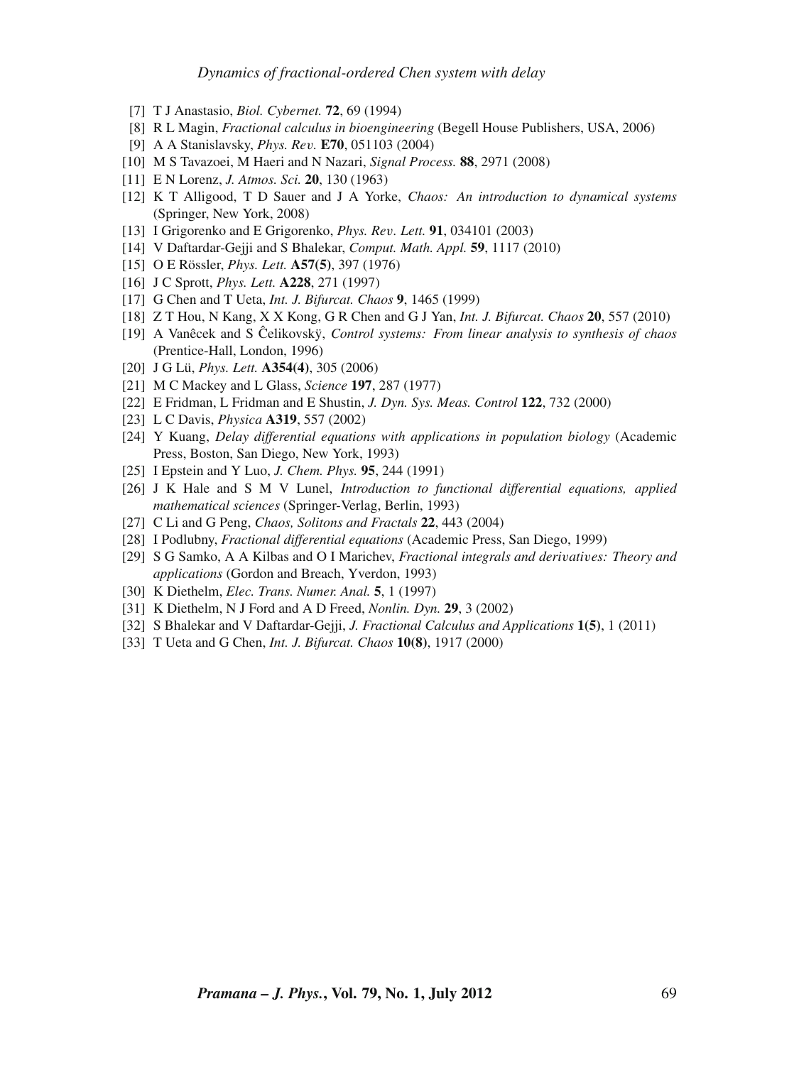[7] T J Anastasio, *Biol. Cybernet.* **72**, 69 (1994)

[8] R L Magin, *Fractional calculus in bioengineering* (Begell House Publishers, USA, 2006)

[9] A A Stanislavsky, *Phys. Rev.* **E70**, 051103 (2004)

[10] M S Tavazoei, M Haeri and N Nazari, *Signal Process.* **88**, 2971 (2008)

[11] E N Lorenz, *J. Atmos. Sci.* **20**, 130 (1963)

[12] K T Alligood, T D Sauer and J A Yorke, *Chaos: An introduction to dynamical systems* (Springer, New York, 2008)

[13] I Grigorenko and E Grigorenko, *Phys. Rev. Lett.* **91**, 034101 (2003)

[14] V Daftardar-Gejji and S Bhalekar, *Comput. Math. Appl.* **59**, 1117 (2010)

[15] O E Rössler, *Phys. Lett.* **A57(5)**, 397 (1976)

[16] J C Sprott, *Phys. Lett.* **A228**, 271 (1997)

[17] G Chen and T Ueta, *Int. J. Bifurcat. Chaos* **9**, 1465 (1999)

[18] Z T Hou, N Kang, X X Kong, G R Chen and G J Yan, *Int. J. Bifurcat. Chaos* **20**, 557 (2010)

[19] A Vanêcek and S Ĉelikovskÿ, *Control systems: From linear analysis to synthesis of chaos* (Prentice-Hall, London, 1996)

[20] J G Lü, *Phys. Lett.* **A354(4)**, 305 (2006)

[21] M C Mackey and L Glass, *Science* **197**, 287 (1977)

[22] E Fridman, L Fridman and E Shustin, *J. Dyn. Sys. Meas. Control* **122**, 732 (2000)

[23] L C Davis, *Physica* **A319**, 557 (2002)

[24] Y Kuang, *Delay differential equations with applications in population biology* (Academic Press, Boston, San Diego, New York, 1993)

[25] I Epstein and Y Luo, *J. Chem. Phys.* **95**, 244 (1991)

[26] J K Hale and S M V Lunel, *Introduction to functional differential equations, applied mathematical sciences* (Springer-Verlag, Berlin, 1993)

[27] C Li and G Peng, *Chaos, Solitons and Fractals* **22**, 443 (2004)

[28] I Podlubny, *Fractional differential equations* (Academic Press, San Diego, 1999)

[29] S G Samko, A A Kilbas and O I Marichev, *Fractional integrals and derivatives: Theory and applications* (Gordon and Breach, Yverdon, 1993)

[30] K Diethelm, *Elec. Trans. Numer. Anal.* **5**, 1 (1997)

[31] K Diethelm, N J Ford and A D Freed, *Nonlin. Dyn.* **29**, 3 (2002)

[32] S Bhalekar and V Daftardar-Gejji, *J. Fractional Calculus and Applications* **1(5)**, 1 (2011)

[33] T Ueta and G Chen, *Int. J. Bifurcat. Chaos* **10(8)**, 1917 (2000)